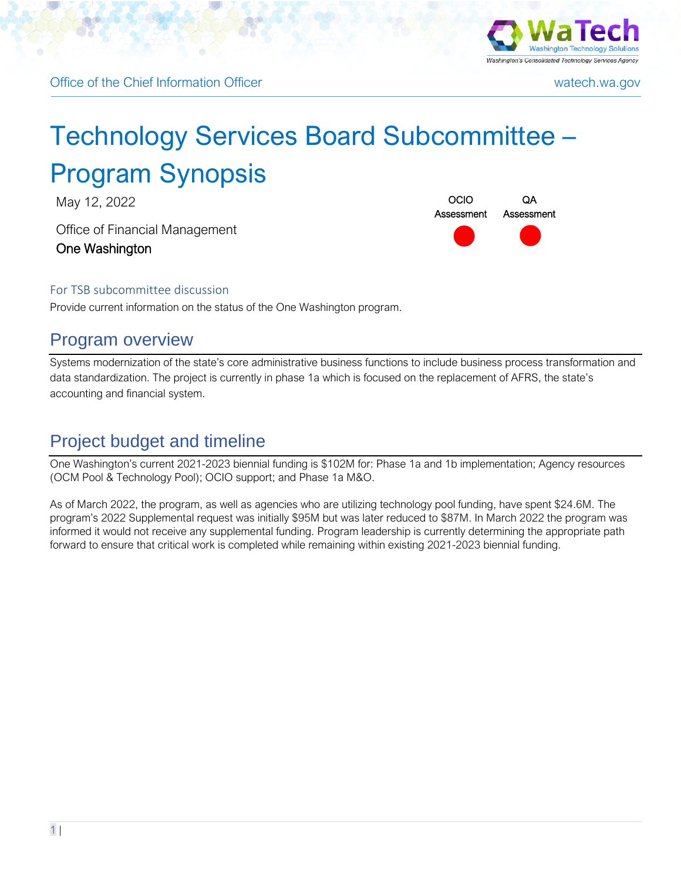Office of the Chief Information Officer watech.wa.gov

# Technology Services Board Subcommittee – Program Synopsis

May 12, 2022

Office of Financial Management
One Washington

| OCIO Assessment | QA Assessment |
| --- | --- |
| Red | Red |

### For TSB subcommittee discussion

Provide current information on the status of the One Washington program.

## Program overview

Systems modernization of the state's core administrative business functions to include business process transformation and data standardization. The project is currently in phase 1a which is focused on the replacement of AFRS, the state's accounting and financial system.

## Project budget and timeline

One Washington's current 2021-2023 biennial funding is $102M for: Phase 1a and 1b implementation; Agency resources (OCM Pool & Technology Pool); OCIO support; and Phase 1a M&O.

As of March 2022, the program, as well as agencies who are utilizing technology pool funding, have spent $24.6M. The program's 2022 Supplemental request was initially $95M but was later reduced to $87M. In March 2022 the program was informed it would not receive any supplemental funding. Program leadership is currently determining the appropriate path forward to ensure that critical work is completed while remaining within existing 2021-2023 biennial funding.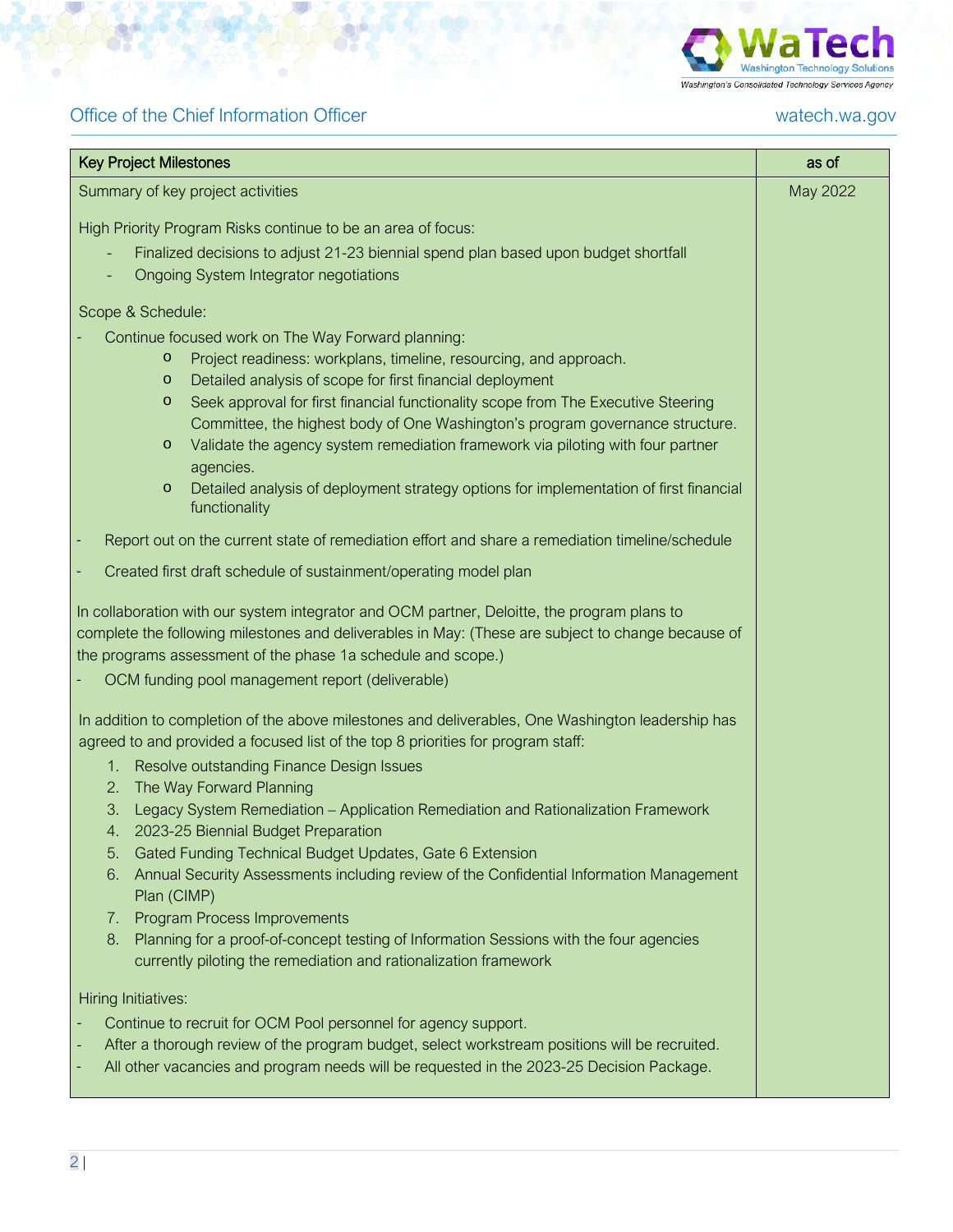| Key Project Milestones | as of |
| --- | --- |
| Summary of key project activities | May 2022 |

High Priority Program Risks continue to be an area of focus:

- Finalized decisions to adjust 21-23 biennial spend plan based upon budget shortfall
- Ongoing System Integrator negotiations

Scope & Schedule:

- Continue focused work on The Way Forward planning:
  - Project readiness: workplans, timeline, resourcing, and approach.
  - Detailed analysis of scope for first financial deployment
  - Seek approval for first financial functionality scope from The Executive Steering Committee, the highest body of One Washington's program governance structure.
  - Validate the agency system remediation framework via piloting with four partner agencies.
  - Detailed analysis of deployment strategy options for implementation of first financial functionality
- Report out on the current state of remediation effort and share a remediation timeline/schedule
- Created first draft schedule of sustainment/operating model plan

In collaboration with our system integrator and OCM partner, Deloitte, the program plans to complete the following milestones and deliverables in May: (These are subject to change because of the programs assessment of the phase 1a schedule and scope.)

- OCM funding pool management report (deliverable)

In addition to completion of the above milestones and deliverables, One Washington leadership has agreed to and provided a focused list of the top 8 priorities for program staff:

1. Resolve outstanding Finance Design Issues
2. The Way Forward Planning
3. Legacy System Remediation – Application Remediation and Rationalization Framework
4. 2023-25 Biennial Budget Preparation
5. Gated Funding Technical Budget Updates, Gate 6 Extension
6. Annual Security Assessments including review of the Confidential Information Management Plan (CIMP)
7. Program Process Improvements
8. Planning for a proof-of-concept testing of Information Sessions with the four agencies currently piloting the remediation and rationalization framework

Hiring Initiatives:

- Continue to recruit for OCM Pool personnel for agency support.
- After a thorough review of the program budget, select workstream positions will be recruited.
- All other vacancies and program needs will be requested in the 2023-25 Decision Package.